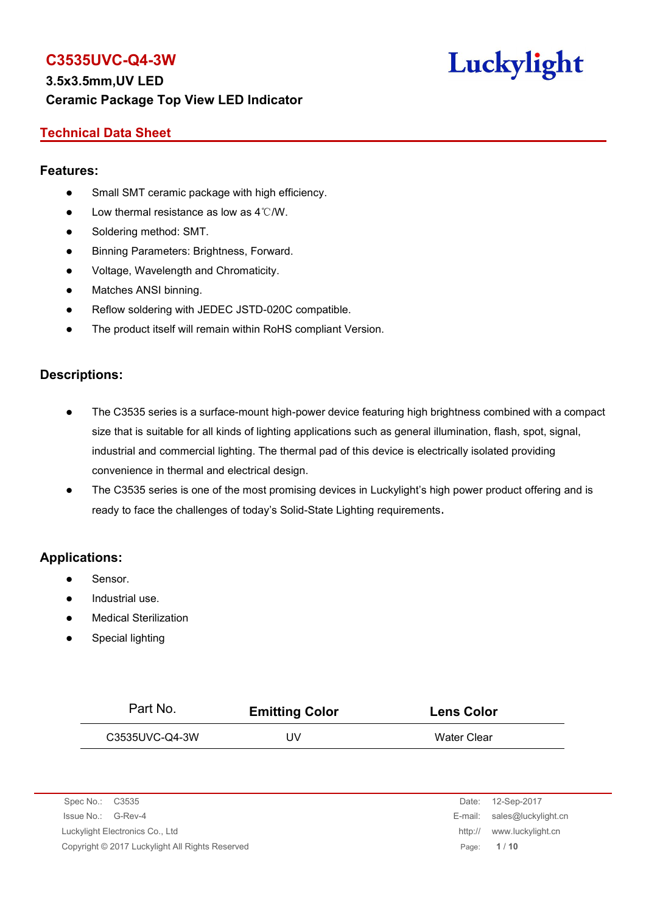# C3535UVC-Q4-3W

**3.5x3.5mm,UV LED**

**Ceramic Package Top View LED Indicator**

Luckylight

## Technical Data Sheet

### Features:

- Small SMT ceramic package with high efficiency.
- Low thermal resistance as low as 4℃/W.
- Soldering method: SMT.
- Binning Parameters: Brightness, Forward.
- Voltage, Wavelength and Chromaticity.
- Matches ANSI binning.
- Reflow soldering with JEDEC JSTD-020C compatible.
- The product itself will remain within RoHS compliant Version.

### Descriptions:

- The C3535 series is a surface-mount high-power device featuring high brightness combined with a compact size that is suitable for all kinds of lighting applications such as general illumination, flash, spot, signal, industrial and commercial lighting. The thermal pad of this device is electrically isolated providing convenience in thermal and electrical design.
- The C3535 series is one of the most promising devices in Luckylight's high power product offering and is ready to face the challenges of today's Solid-State Lighting requirements.

### Applications:

- Sensor.
- Industrial use.
- Medical Sterilization
- Special lighting

| Part No. | Emitting Color | Lens Color |
|---|---|---|
| C3535UVC-Q4-3W | UV | Water Clear |

Spec No.: C3535
Issue No.: G-Rev-4
Luckylight Electronics Co., Ltd
Copyright © 2017 Luckylight All Rights Reserved

Date: 12-Sep-2017
E-mail: sales@luckylight.cn
http:// www.luckylight.cn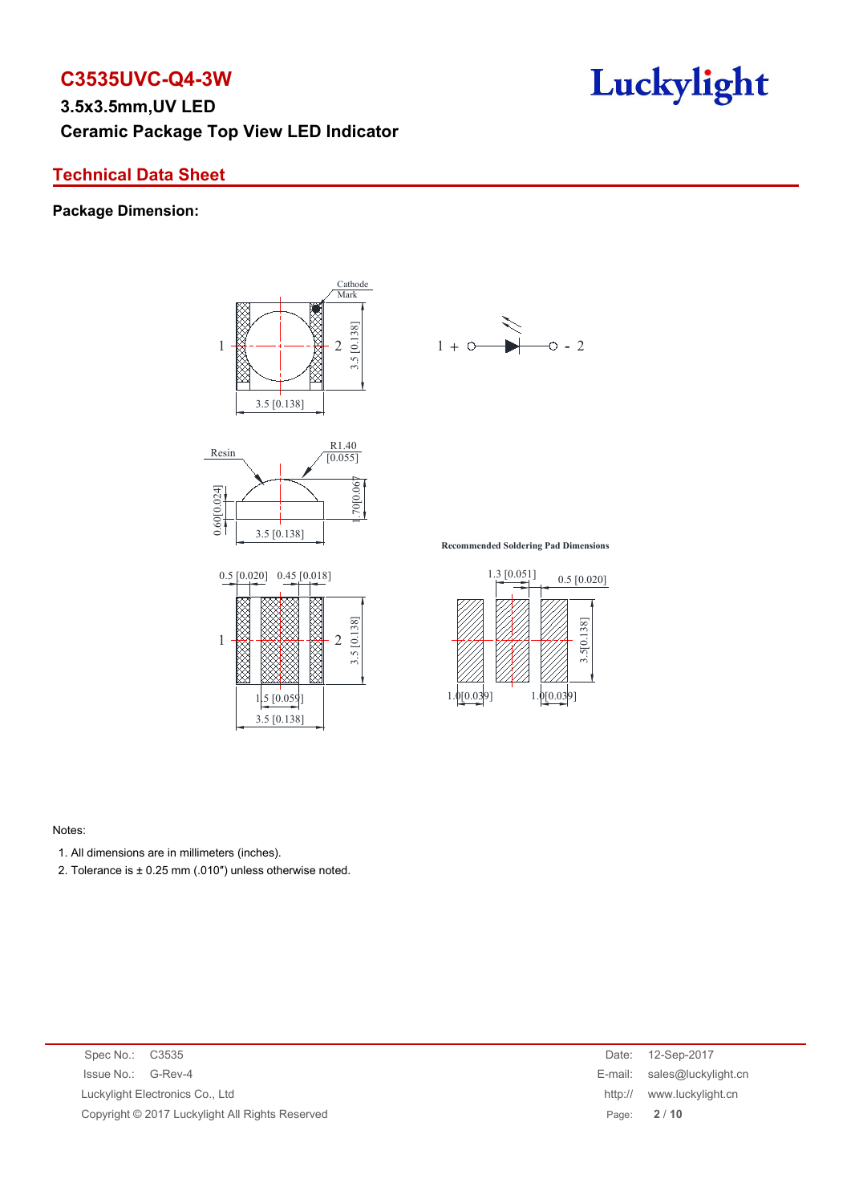# C3535UVC-Q4-3W

**3.5x3.5mm,UV LED**

**Ceramic Package Top View LED Indicator**

## Technical Data Sheet

### Package Dimension:

Cathode Mark

1

2

3.5 [0.138]

3.5 [0.138]

1 + ○—▶|—○ - 2

Resin

R1.40 [0.055]

0.60[0.024]

1.70[0.067]

3.5 [0.138]

0.5 [0.020]

0.45 [0.018]

1

2

3.5 [0.138]

1.5 [0.059]

3.5 [0.138]

Recommended Soldering Pad Dimensions

1.3 [0.051]

0.5 [0.020]

3.5[0.138]

1.0[0.039]

1.0[0.039]

Notes:

1. All dimensions are in millimeters (inches).
2. Tolerance is ± 0.25 mm (.010″) unless otherwise noted.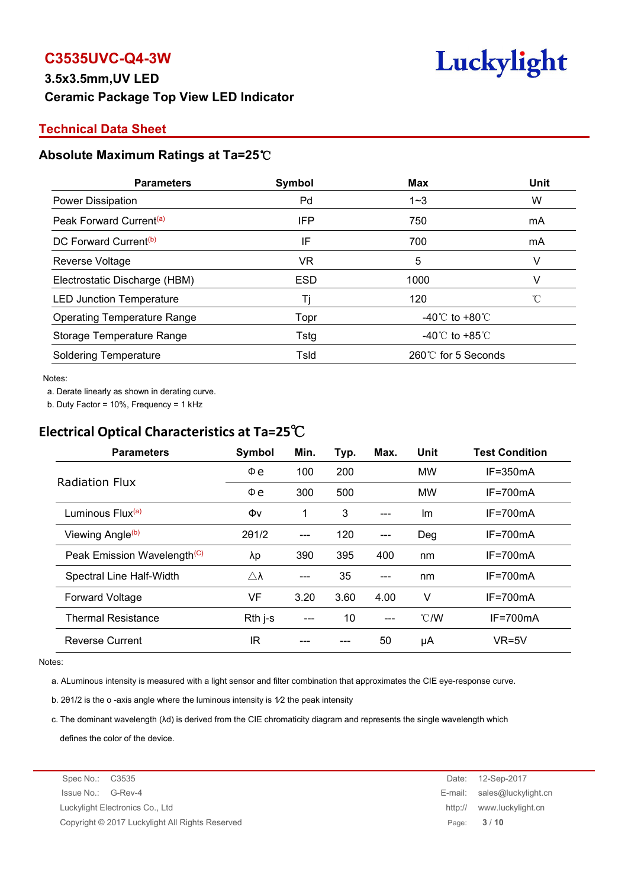# C3535UVC-Q4-3W

**3.5x3.5mm,UV LED**

**Ceramic Package Top View LED Indicator**

## Technical Data Sheet

### Absolute Maximum Ratings at Ta=25℃

| Parameters | Symbol | Max | Unit |
|---|---|---|---|
| Power Dissipation | Pd | 1~3 | W |
| Peak Forward Current[a] | IFP | 750 | mA |
| DC Forward Current[b] | IF | 700 | mA |
| Reverse Voltage | VR | 5 | V |
| Electrostatic Discharge (HBM) | ESD | 1000 | V |
| LED Junction Temperature | Tj | 120 | ℃ |
| Operating Temperature Range | Topr | -40℃ to +80℃ | |
| Storage Temperature Range | Tstg | -40℃ to +85℃ | |
| Soldering Temperature | Tsld | 260℃ for 5 Seconds | |

Notes:

a. Derate linearly as shown in derating curve.

b. Duty Factor = 10%, Frequency = 1 kHz

### Electrical Optical Characteristics at Ta=25℃

| Parameters | Symbol | Min. | Typ. | Max. | Unit | Test Condition |
|---|---|---|---|---|---|---|
| Radiation Flux | Φe | 100 | 200 | | MW | IF=350mA |
| | Φe | 300 | 500 | | MW | IF=700mA |
| Luminous Flux[a] | Φv | 1 | 3 | --- | lm | IF=700mA |
| Viewing Angle[b] | 2θ1/2 | --- | 120 | --- | Deg | IF=700mA |
| Peak Emission Wavelength[C] | λp | 390 | 395 | 400 | nm | IF=700mA |
| Spectral Line Half-Width | △λ | --- | 35 | --- | nm | IF=700mA |
| Forward Voltage | VF | 3.20 | 3.60 | 4.00 | V | IF=700mA |
| Thermal Resistance | Rth j-s | --- | 10 | --- | ℃/W | IF=700mA |
| Reverse Current | IR | --- | --- | 50 | μA | VR=5V |

Notes:

a. ALuminous intensity is measured with a light sensor and filter combination that approximates the CIE eye-response curve.

b. 2θ1/2 is the o -axis angle where the luminous intensity is 1⁄2 the peak intensity

c. The dominant wavelength (λd) is derived from the CIE chromaticity diagram and represents the single wavelength which defines the color of the device.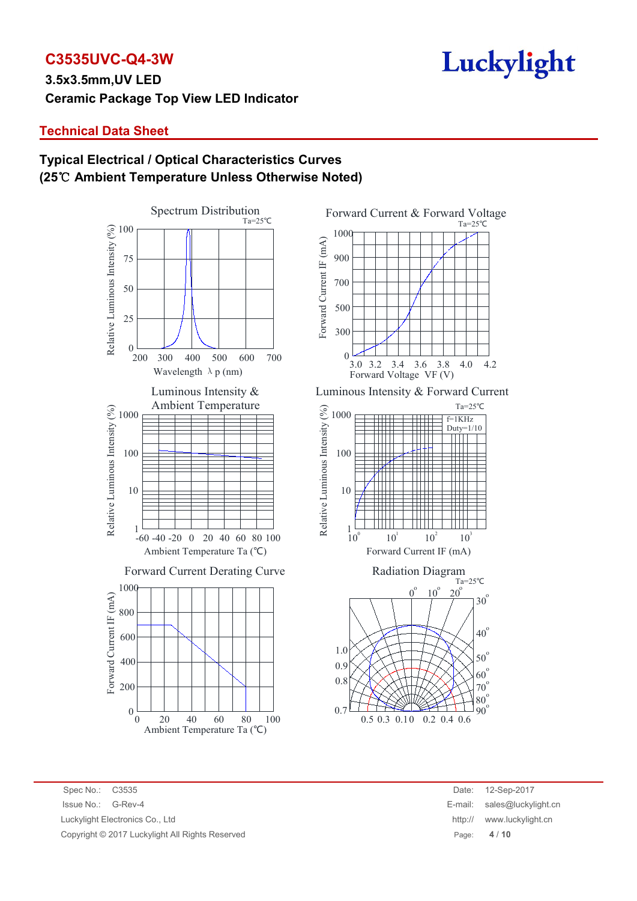# C3535UVC-Q4-3W

**3.5x3.5mm,UV LED**

**Ceramic Package Top View LED Indicator**

## Technical Data Sheet

## Typical Electrical / Optical Characteristics Curves
## (25℃ Ambient Temperature Unless Otherwise Noted)

Spectrum Distribution
Ta=25℃
Relative Luminous Intensity (%)
100
75
50
25
0
200 300 400 500 600 700
Wavelength λ p (nm)

Forward Current & Forward Voltage
Ta=25℃
Forward Current IF (mA)
1000
900
700
500
300
0
3.0 3.2 3.4 3.6 3.8 4.0 4.2
Forward Voltage VF (V)

Luminous Intensity & Ambient Temperature
Relative Luminous Intensity (%)
1000
100
10
1
-60 -40 -20 0 20 40 60 80 100
Ambient Temperature Ta (℃)

Luminous Intensity & Forward Current
Ta=25℃
f=1KHz
Duty=1/10
Relative Luminous Intensity (%)
1000
100
10
1
$10^0$ $10^1$ $10^2$ $10^3$
Forward Current IF (mA)

Forward Current Derating Curve
Forward Current IF (mA)
1000
800
600
400
200
0
0 20 40 60 80 100
Ambient Temperature Ta (℃)

Radiation Diagram
Ta=25℃
0° 10° 20° 30° 40° 50° 60° 70° 80° 90°
1.0
0.9
0.8
0.7
0.5 0.3 0.1 0 0.2 0.4 0.6

Spec No.: C3535
Issue No.: G-Rev-4
Luckylight Electronics Co., Ltd
Copyright © 2017 Luckylight All Rights Reserved

Date: 12-Sep-2017
E-mail: sales@luckylight.cn
http:// www.luckylight.cn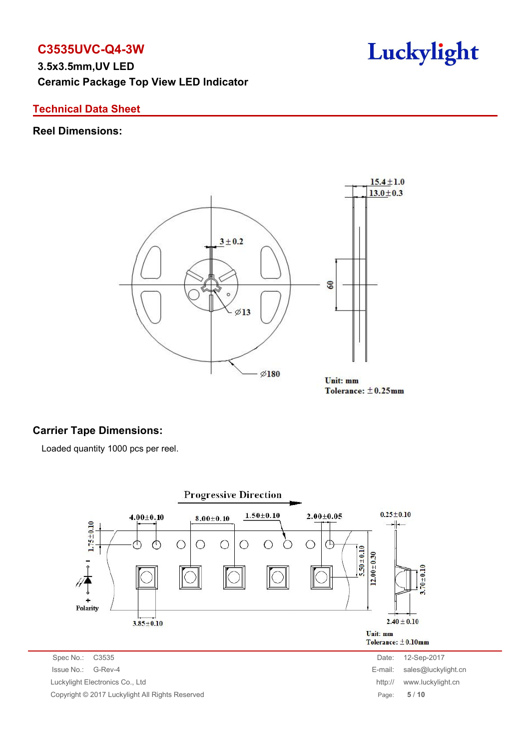# C3535UVC-Q4-3W

**3.5x3.5mm,UV LED**

**Ceramic Package Top View LED Indicator**

## Technical Data Sheet

### Reel Dimensions:

15.4±1.0
13.0±0.3
3±0.2
60
∅13
∅180

Unit: mm
Tolerance: ±0.25mm

### Carrier Tape Dimensions:

Loaded quantity 1000 pcs per reel.

Progressive Direction

4.00±0.10
8.00±0.10
1.50±0.10
2.00±0.05
0.25±0.10
1.75±0.10
5.50±0.10
12.00±0.30
3.70±0.10
Polarity
3.85±0.10
2.40±0.10

Unit: mm
Tolerance: ±0.10mm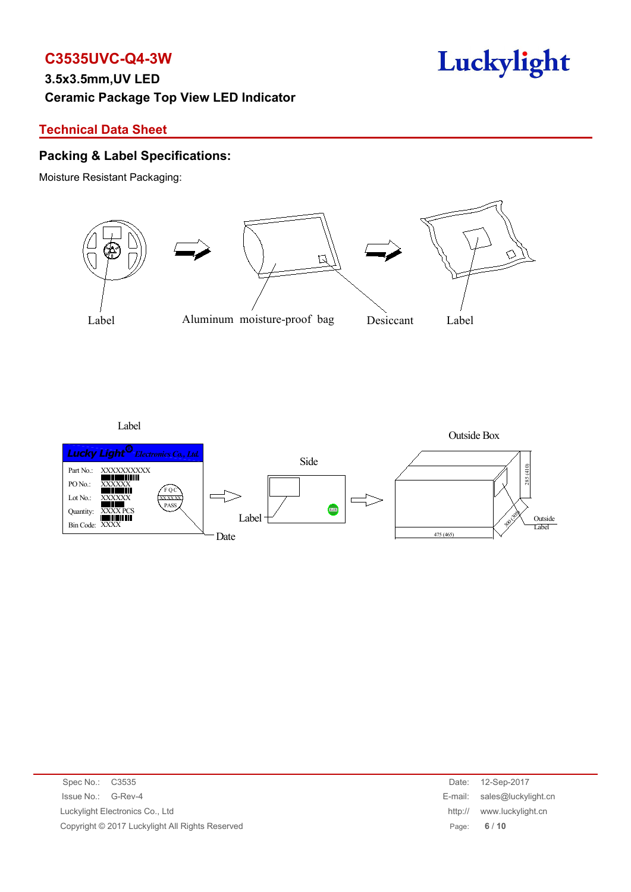## Technical Data Sheet

### Packing & Label Specifications:

Moisture Resistant Packaging:

Label

Aluminum moisture-proof bag

Desiccant

Label

Label

Lucky Light Electronics Co., Ltd.

Part No.: XXXXXXXXXX

PO No.: XXXXXX

Lot No.: XXXXXX

Quantity: XXXX PCS

Bin Code: XXXX

FQC

XXXXXX

PASS

Date

Side

Label

Outside Box

285 (410)

300 (305)

475 (465)

Outside Label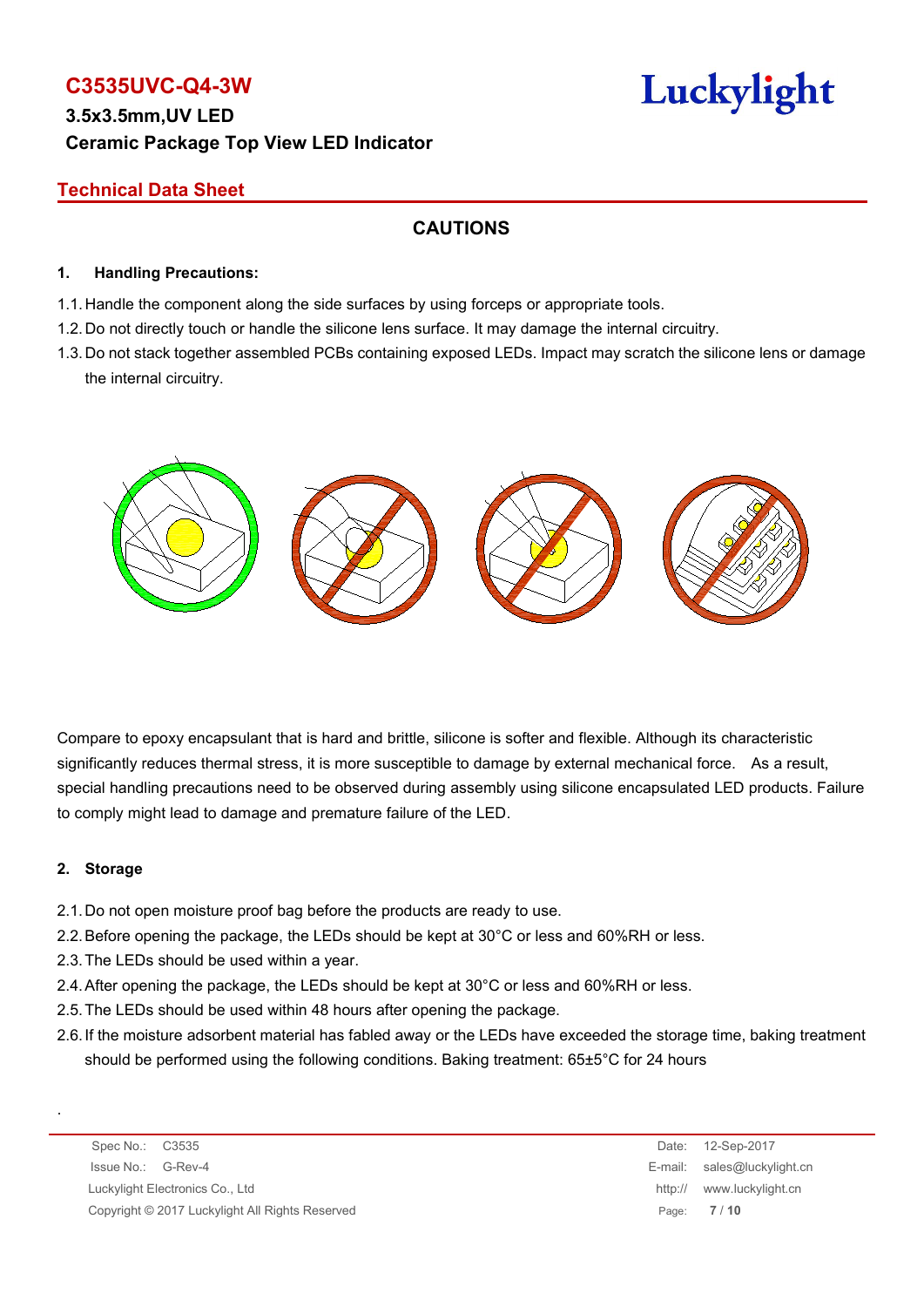## CAUTIONS

### 1. Handling Precautions:

1.1. Handle the component along the side surfaces by using forceps or appropriate tools.

1.2. Do not directly touch or handle the silicone lens surface. It may damage the internal circuitry.

1.3. Do not stack together assembled PCBs containing exposed LEDs. Impact may scratch the silicone lens or damage the internal circuitry.

Compare to epoxy encapsulant that is hard and brittle, silicone is softer and flexible. Although its characteristic significantly reduces thermal stress, it is more susceptible to damage by external mechanical force. As a result, special handling precautions need to be observed during assembly using silicone encapsulated LED products. Failure to comply might lead to damage and premature failure of the LED.

### 2. Storage

2.1. Do not open moisture proof bag before the products are ready to use.

2.2. Before opening the package, the LEDs should be kept at 30°C or less and 60%RH or less.

2.3. The LEDs should be used within a year.

2.4. After opening the package, the LEDs should be kept at 30°C or less and 60%RH or less.

2.5. The LEDs should be used within 48 hours after opening the package.

2.6. If the moisture adsorbent material has fabled away or the LEDs have exceeded the storage time, baking treatment should be performed using the following conditions. Baking treatment: 65±5°C for 24 hours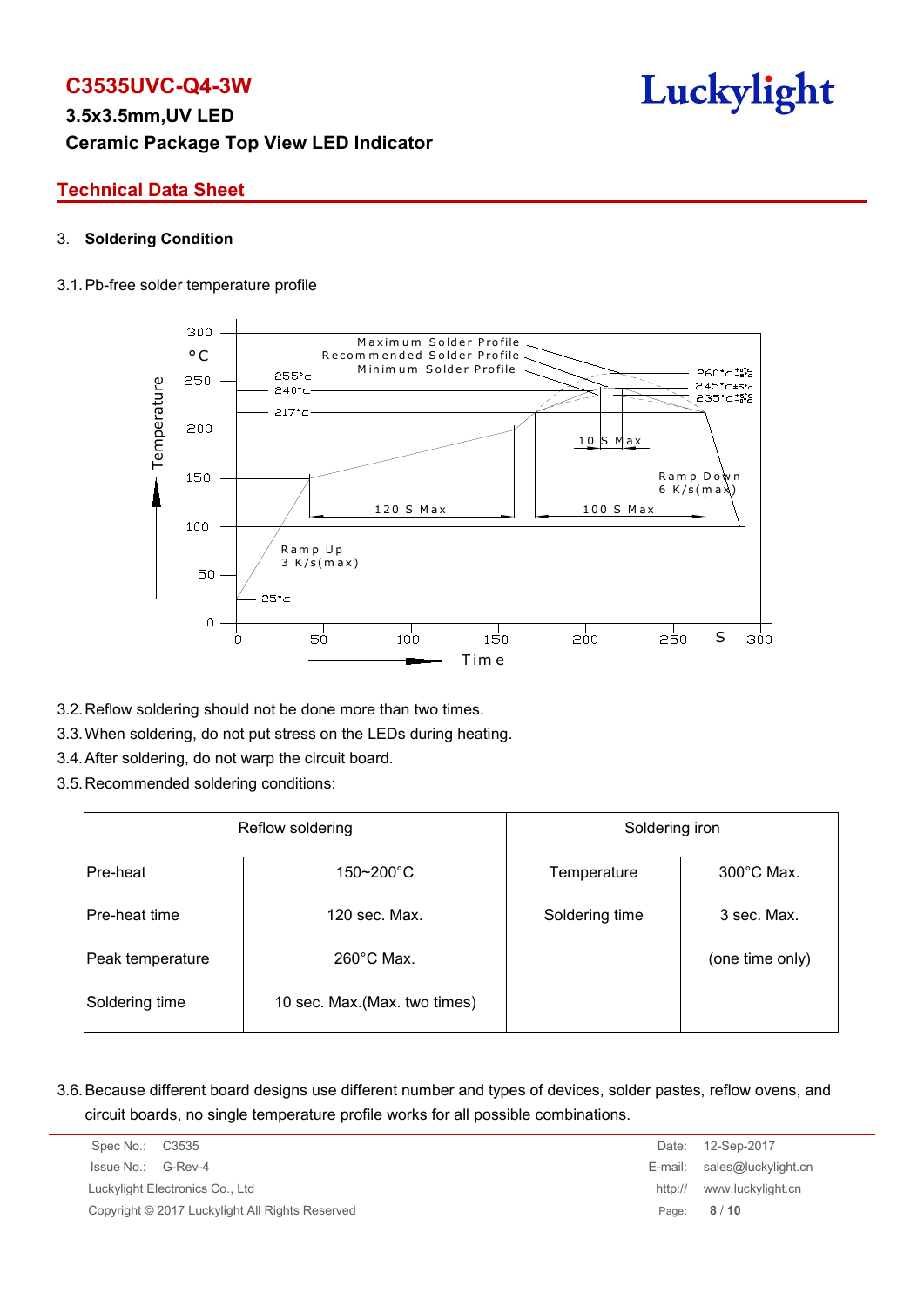## 3. Soldering Condition

3.1. Pb-free solder temperature profile

Maximum Solder Profile
Recommended Solder Profile
Minimum Solder Profile
300
°C
250
200
150
100
50
0
Temperature
255°C
240°C
217°C
25°C
260°C $^{+5}_{-5}$°C
245°C±5°C
235°C $^{+5}_{-5}$°C
10 S Max
120 S Max
100 S Max
Ramp Down
6 K/s(max)
Ramp Up
3 K/s(max)
0
50
100
150
200
250
S
300
Time

3.2. Reflow soldering should not be done more than two times.

3.3. When soldering, do not put stress on the LEDs during heating.

3.4. After soldering, do not warp the circuit board.

3.5. Recommended soldering conditions:

| Reflow soldering | | Soldering iron | |
|---|---|---|---|
| Pre-heat | 150~200°C | Temperature | 300°C Max. |
| Pre-heat time | 120 sec. Max. | Soldering time | 3 sec. Max. |
| Peak temperature | 260°C Max. | | (one time only) |
| Soldering time | 10 sec. Max.(Max. two times) | | |

3.6. Because different board designs use different number and types of devices, solder pastes, reflow ovens, and circuit boards, no single temperature profile works for all possible combinations.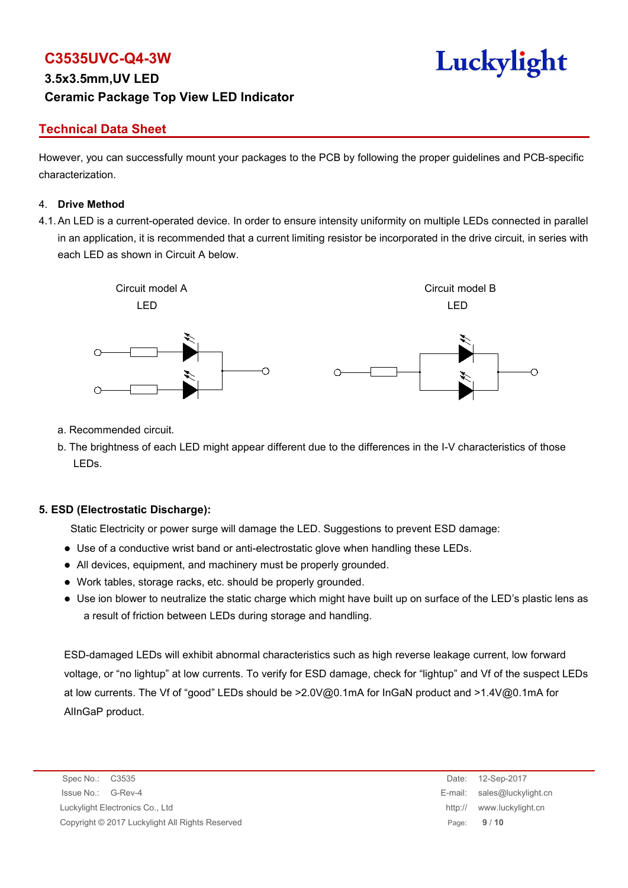However, you can successfully mount your packages to the PCB by following the proper guidelines and PCB-specific characterization.

4. **Drive Method**

4.1. An LED is a current-operated device. In order to ensure intensity uniformity on multiple LEDs connected in parallel in an application, it is recommended that a current limiting resistor be incorporated in the drive circuit, in series with each LED as shown in Circuit A below.

Circuit model A

LED

Circuit model B

LED

a. Recommended circuit.

b. The brightness of each LED might appear different due to the differences in the I-V characteristics of those LEDs.

### 5. ESD (Electrostatic Discharge):

Static Electricity or power surge will damage the LED. Suggestions to prevent ESD damage:

- Use of a conductive wrist band or anti-electrostatic glove when handling these LEDs.
- All devices, equipment, and machinery must be properly grounded.
- Work tables, storage racks, etc. should be properly grounded.
- Use ion blower to neutralize the static charge which might have built up on surface of the LED's plastic lens as a result of friction between LEDs during storage and handling.

ESD-damaged LEDs will exhibit abnormal characteristics such as high reverse leakage current, low forward voltage, or "no lightup" at low currents. To verify for ESD damage, check for "lightup" and Vf of the suspect LEDs at low currents. The Vf of "good" LEDs should be >2.0V@0.1mA for InGaN product and >1.4V@0.1mA for AlInGaP product.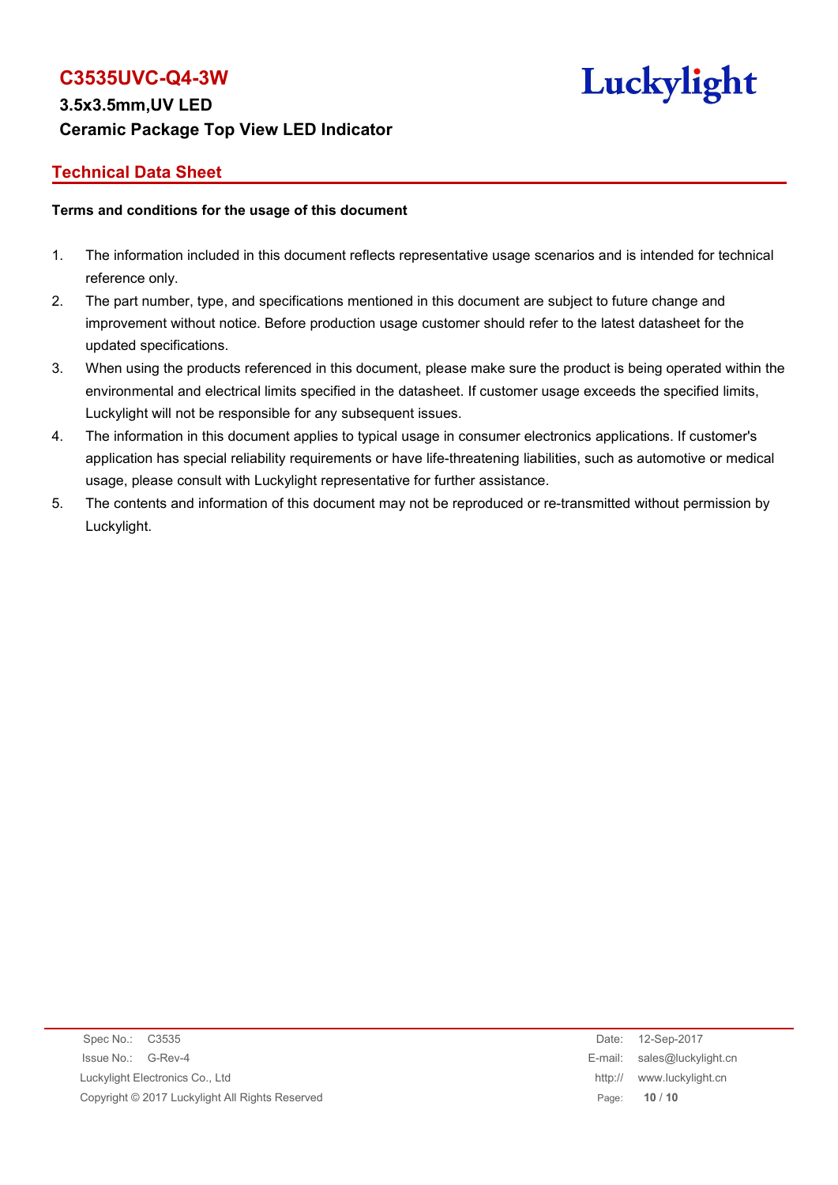## Terms and conditions for the usage of this document

1. The information included in this document reflects representative usage scenarios and is intended for technical reference only.
2. The part number, type, and specifications mentioned in this document are subject to future change and improvement without notice. Before production usage customer should refer to the latest datasheet for the updated specifications.
3. When using the products referenced in this document, please make sure the product is being operated within the environmental and electrical limits specified in the datasheet. If customer usage exceeds the specified limits, Luckylight will not be responsible for any subsequent issues.
4. The information in this document applies to typical usage in consumer electronics applications. If customer's application has special reliability requirements or have life-threatening liabilities, such as automotive or medical usage, please consult with Luckylight representative for further assistance.
5. The contents and information of this document may not be reproduced or re-transmitted without permission by Luckylight.